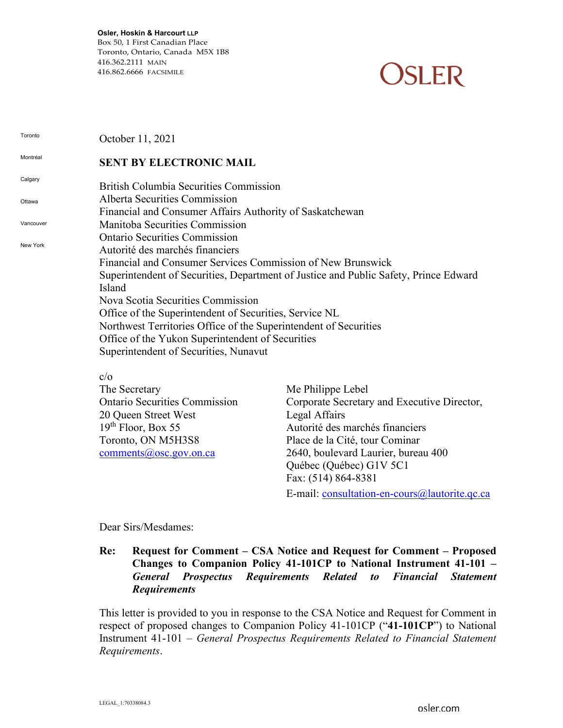**Osler, Hoskin & Harcourt LLP**
Box 50, 1 First Canadian Place
Toronto, Ontario, Canada M5X 1B8
416.362.2111 MAIN
416.862.6666 FACSIMILE

OSLER

Toronto

Montréal

Calgary

Ottawa

Vancouver

New York

October 11, 2021

**SENT BY ELECTRONIC MAIL**

British Columbia Securities Commission
Alberta Securities Commission
Financial and Consumer Affairs Authority of Saskatchewan
Manitoba Securities Commission
Ontario Securities Commission
Autorité des marchés financiers
Financial and Consumer Services Commission of New Brunswick
Superintendent of Securities, Department of Justice and Public Safety, Prince Edward Island
Nova Scotia Securities Commission
Office of the Superintendent of Securities, Service NL
Northwest Territories Office of the Superintendent of Securities
Office of the Yukon Superintendent of Securities
Superintendent of Securities, Nunavut

c/o

The Secretary
Ontario Securities Commission
20 Queen Street West
19th Floor, Box 55
Toronto, ON M5H3S8
comments@osc.gov.on.ca

Me Philippe Lebel
Corporate Secretary and Executive Director, Legal Affairs
Autorité des marchés financiers
Place de la Cité, tour Cominar
2640, boulevard Laurier, bureau 400
Québec (Québec) G1V 5C1
Fax: (514) 864-8381
E-mail: consultation-en-cours@lautorite.qc.ca

Dear Sirs/Mesdames:

**Re: Request for Comment – CSA Notice and Request for Comment – Proposed Changes to Companion Policy 41-101CP to National Instrument 41-101 – *General Prospectus Requirements Related to Financial Statement Requirements***

This letter is provided to you in response to the CSA Notice and Request for Comment in respect of proposed changes to Companion Policy 41-101CP ("**41-101CP**") to National Instrument 41-101 – *General Prospectus Requirements Related to Financial Statement Requirements*.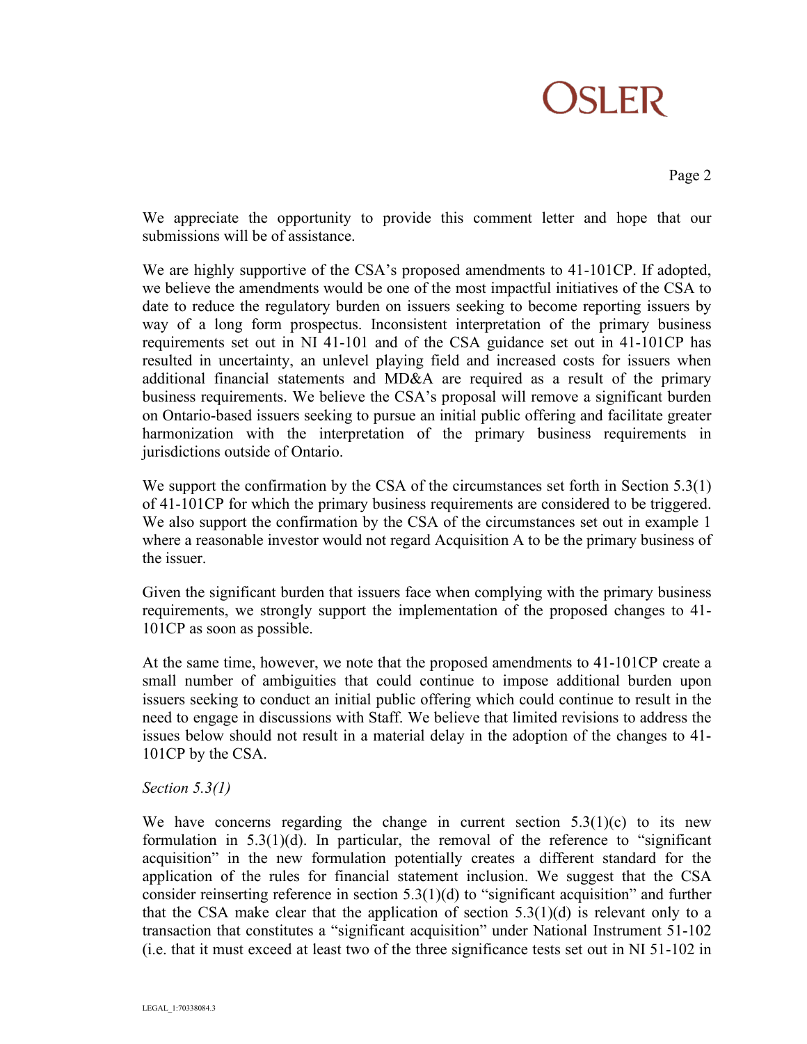We appreciate the opportunity to provide this comment letter and hope that our submissions will be of assistance.

We are highly supportive of the CSA's proposed amendments to 41-101CP. If adopted, we believe the amendments would be one of the most impactful initiatives of the CSA to date to reduce the regulatory burden on issuers seeking to become reporting issuers by way of a long form prospectus. Inconsistent interpretation of the primary business requirements set out in NI 41-101 and of the CSA guidance set out in 41-101CP has resulted in uncertainty, an unlevel playing field and increased costs for issuers when additional financial statements and MD&A are required as a result of the primary business requirements. We believe the CSA's proposal will remove a significant burden on Ontario-based issuers seeking to pursue an initial public offering and facilitate greater harmonization with the interpretation of the primary business requirements in jurisdictions outside of Ontario.

We support the confirmation by the CSA of the circumstances set forth in Section 5.3(1) of 41-101CP for which the primary business requirements are considered to be triggered. We also support the confirmation by the CSA of the circumstances set out in example 1 where a reasonable investor would not regard Acquisition A to be the primary business of the issuer.

Given the significant burden that issuers face when complying with the primary business requirements, we strongly support the implementation of the proposed changes to 41-101CP as soon as possible.

At the same time, however, we note that the proposed amendments to 41-101CP create a small number of ambiguities that could continue to impose additional burden upon issuers seeking to conduct an initial public offering which could continue to result in the need to engage in discussions with Staff. We believe that limited revisions to address the issues below should not result in a material delay in the adoption of the changes to 41-101CP by the CSA.

*Section 5.3(1)*

We have concerns regarding the change in current section 5.3(1)(c) to its new formulation in 5.3(1)(d). In particular, the removal of the reference to "significant acquisition" in the new formulation potentially creates a different standard for the application of the rules for financial statement inclusion. We suggest that the CSA consider reinserting reference in section 5.3(1)(d) to "significant acquisition" and further that the CSA make clear that the application of section 5.3(1)(d) is relevant only to a transaction that constitutes a "significant acquisition" under National Instrument 51-102 (i.e. that it must exceed at least two of the three significance tests set out in NI 51-102 in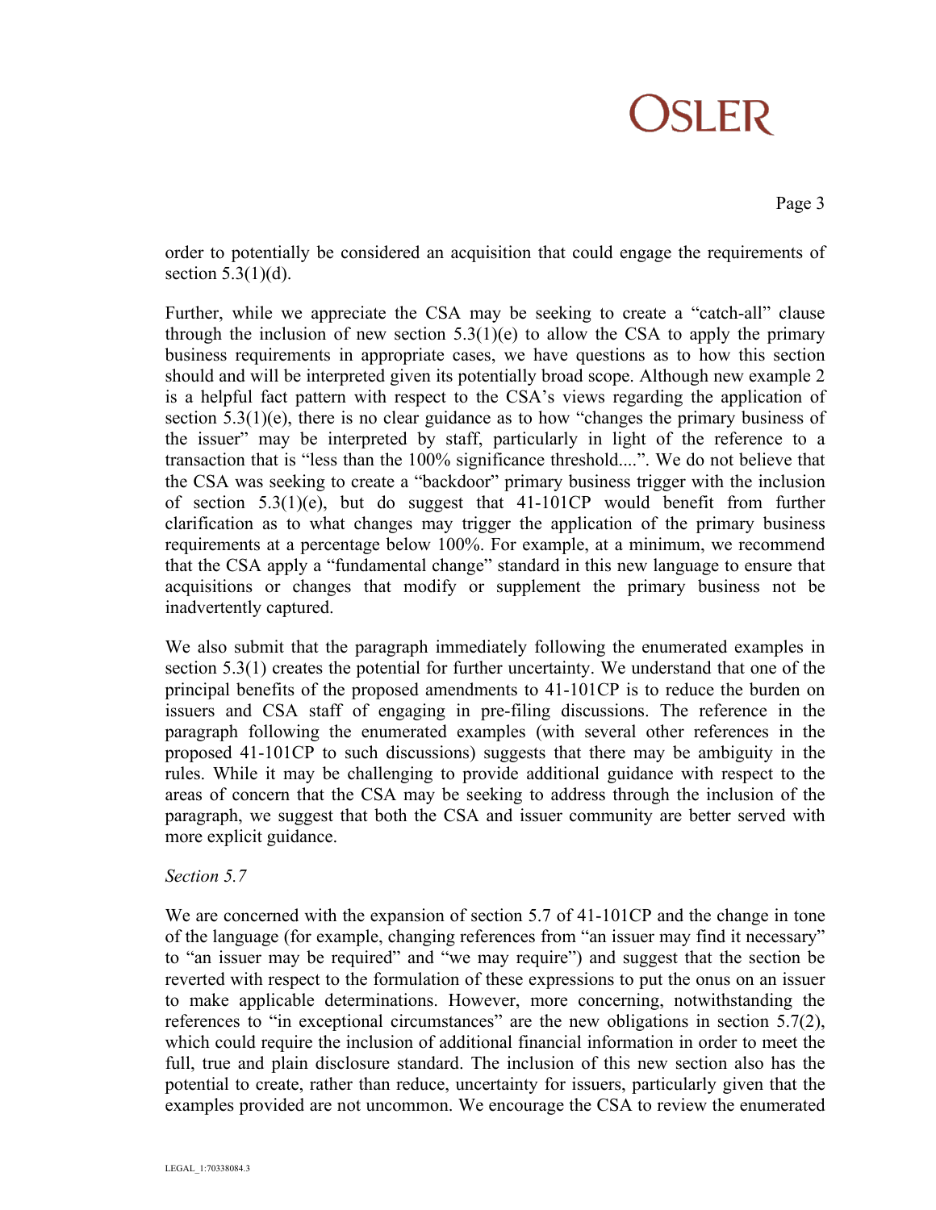order to potentially be considered an acquisition that could engage the requirements of section 5.3(1)(d).

Further, while we appreciate the CSA may be seeking to create a "catch-all" clause through the inclusion of new section 5.3(1)(e) to allow the CSA to apply the primary business requirements in appropriate cases, we have questions as to how this section should and will be interpreted given its potentially broad scope. Although new example 2 is a helpful fact pattern with respect to the CSA's views regarding the application of section 5.3(1)(e), there is no clear guidance as to how "changes the primary business of the issuer" may be interpreted by staff, particularly in light of the reference to a transaction that is "less than the 100% significance threshold....". We do not believe that the CSA was seeking to create a "backdoor" primary business trigger with the inclusion of section 5.3(1)(e), but do suggest that 41-101CP would benefit from further clarification as to what changes may trigger the application of the primary business requirements at a percentage below 100%. For example, at a minimum, we recommend that the CSA apply a "fundamental change" standard in this new language to ensure that acquisitions or changes that modify or supplement the primary business not be inadvertently captured.

We also submit that the paragraph immediately following the enumerated examples in section 5.3(1) creates the potential for further uncertainty. We understand that one of the principal benefits of the proposed amendments to 41-101CP is to reduce the burden on issuers and CSA staff of engaging in pre-filing discussions. The reference in the paragraph following the enumerated examples (with several other references in the proposed 41-101CP to such discussions) suggests that there may be ambiguity in the rules. While it may be challenging to provide additional guidance with respect to the areas of concern that the CSA may be seeking to address through the inclusion of the paragraph, we suggest that both the CSA and issuer community are better served with more explicit guidance.

*Section 5.7*

We are concerned with the expansion of section 5.7 of 41-101CP and the change in tone of the language (for example, changing references from "an issuer may find it necessary" to "an issuer may be required" and "we may require") and suggest that the section be reverted with respect to the formulation of these expressions to put the onus on an issuer to make applicable determinations. However, more concerning, notwithstanding the references to "in exceptional circumstances" are the new obligations in section 5.7(2), which could require the inclusion of additional financial information in order to meet the full, true and plain disclosure standard. The inclusion of this new section also has the potential to create, rather than reduce, uncertainty for issuers, particularly given that the examples provided are not uncommon. We encourage the CSA to review the enumerated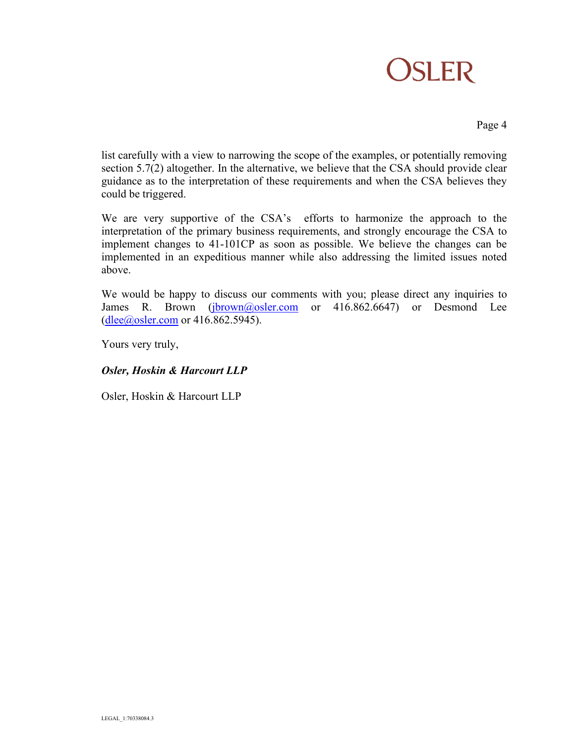list carefully with a view to narrowing the scope of the examples, or potentially removing section 5.7(2) altogether. In the alternative, we believe that the CSA should provide clear guidance as to the interpretation of these requirements and when the CSA believes they could be triggered.

We are very supportive of the CSA's efforts to harmonize the approach to the interpretation of the primary business requirements, and strongly encourage the CSA to implement changes to 41-101CP as soon as possible. We believe the changes can be implemented in an expeditious manner while also addressing the limited issues noted above.

We would be happy to discuss our comments with you; please direct any inquiries to James R. Brown (jbrown@osler.com or 416.862.6647) or Desmond Lee (dlee@osler.com or 416.862.5945).

Yours very truly,

***Osler, Hoskin & Harcourt LLP***

Osler, Hoskin & Harcourt LLP

LEGAL_1:70338084.3